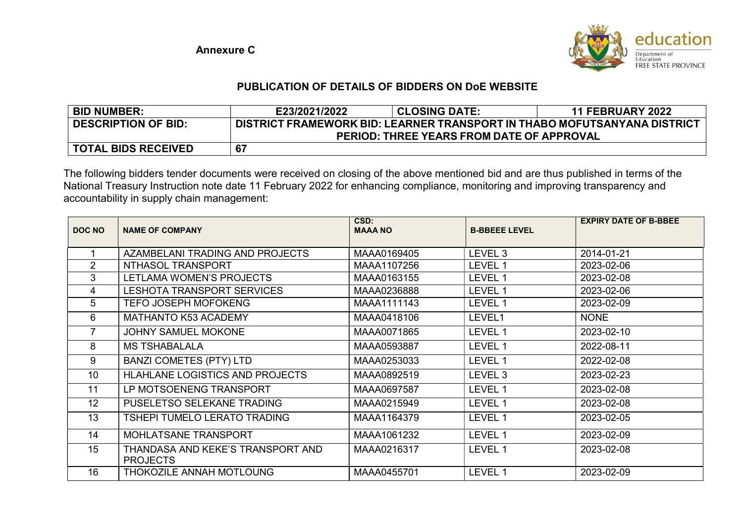**Annexure C**

education
Department of Education
FREE STATE PROVINCE

## PUBLICATION OF DETAILS OF BIDDERS ON DoE WEBSITE

| **BID NUMBER:** | **E23/2021/2022** | **CLOSING DATE:** | **11 FEBRUARY 2022** |
|---|---|---|---|
| **DESCRIPTION OF BID:** | **DISTRICT FRAMEWORK BID: LEARNER TRANSPORT IN THABO MOFUTSANYANA DISTRICT PERIOD: THREE YEARS FROM DATE OF APPROVAL** | | |
| **TOTAL BIDS RECEIVED** | **67** | | |

The following bidders tender documents were received on closing of the above mentioned bid and are thus published in terms of the National Treasury Instruction note date 11 February 2022 for enhancing compliance, monitoring and improving transparency and accountability in supply chain management:

| DOC NO | NAME OF COMPANY | CSD: MAAA NO | B-BBEEE LEVEL | EXPIRY DATE OF B-BBEE |
|---|---|---|---|---|
| 1 | AZAMBELANI TRADING AND PROJECTS | MAAA0169405 | LEVEL 3 | 2014-01-21 |
| 2 | NTHASOL TRANSPORT | MAAA1107256 | LEVEL 1 | 2023-02-06 |
| 3 | LETLAMA WOMEN'S PROJECTS | MAAA0163155 | LEVEL 1 | 2023-02-08 |
| 4 | LESHOTA TRANSPORT SERVICES | MAAA0236888 | LEVEL 1 | 2023-02-06 |
| 5 | TEFO JOSEPH MOFOKENG | MAAA1111143 | LEVEL 1 | 2023-02-09 |
| 6 | MATHANTO K53 ACADEMY | MAAA0418106 | LEVEL1 | NONE |
| 7 | JOHNY SAMUEL MOKONE | MAAA0071865 | LEVEL 1 | 2023-02-10 |
| 8 | MS TSHABALALA | MAAA0593887 | LEVEL 1 | 2022-08-11 |
| 9 | BANZI COMETES (PTY) LTD | MAAA0253033 | LEVEL 1 | 2022-02-08 |
| 10 | HLAHLANE LOGISTICS AND PROJECTS | MAAA0892519 | LEVEL 3 | 2023-02-23 |
| 11 | LP MOTSOENENG TRANSPORT | MAAA0697587 | LEVEL 1 | 2023-02-08 |
| 12 | PUSELETSO SELEKANE TRADING | MAAA0215949 | LEVEL 1 | 2023-02-08 |
| 13 | TSHEPI TUMELO LERATO TRADING | MAAA1164379 | LEVEL 1 | 2023-02-05 |
| 14 | MOHLATSANE TRANSPORT | MAAA1061232 | LEVEL 1 | 2023-02-09 |
| 15 | THANDASA AND KEKE'S TRANSPORT AND PROJECTS | MAAA0216317 | LEVEL 1 | 2023-02-08 |
| 16 | THOKOZILE ANNAH MOTLOUNG | MAAA0455701 | LEVEL 1 | 2023-02-09 |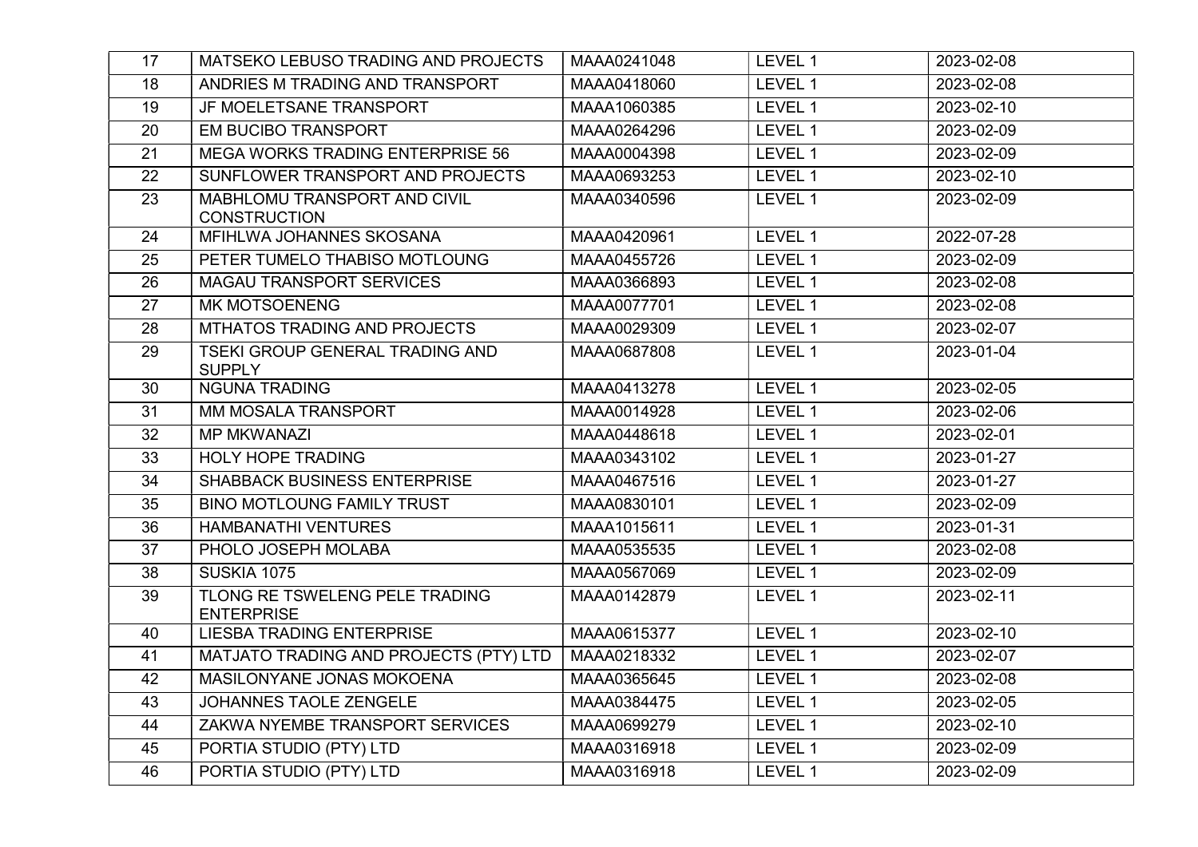| | | | | |
|---|---|---|---|---|
| 17 | MATSEKO LEBUSO TRADING AND PROJECTS | MAAA0241048 | LEVEL 1 | 2023-02-08 |
| 18 | ANDRIES M TRADING AND TRANSPORT | MAAA0418060 | LEVEL 1 | 2023-02-08 |
| 19 | JF MOELETSANE TRANSPORT | MAAA1060385 | LEVEL 1 | 2023-02-10 |
| 20 | EM BUCIBO TRANSPORT | MAAA0264296 | LEVEL 1 | 2023-02-09 |
| 21 | MEGA WORKS TRADING ENTERPRISE 56 | MAAA0004398 | LEVEL 1 | 2023-02-09 |
| 22 | SUNFLOWER TRANSPORT AND PROJECTS | MAAA0693253 | LEVEL 1 | 2023-02-10 |
| 23 | MABHLOMU TRANSPORT AND CIVIL CONSTRUCTION | MAAA0340596 | LEVEL 1 | 2023-02-09 |
| 24 | MFIHLWA JOHANNES SKOSANA | MAAA0420961 | LEVEL 1 | 2022-07-28 |
| 25 | PETER TUMELO THABISO MOTLOUNG | MAAA0455726 | LEVEL 1 | 2023-02-09 |
| 26 | MAGAU TRANSPORT SERVICES | MAAA0366893 | LEVEL 1 | 2023-02-08 |
| 27 | MK MOTSOENENG | MAAA0077701 | LEVEL 1 | 2023-02-08 |
| 28 | MTHATOS TRADING AND PROJECTS | MAAA0029309 | LEVEL 1 | 2023-02-07 |
| 29 | TSEKI GROUP GENERAL TRADING AND SUPPLY | MAAA0687808 | LEVEL 1 | 2023-01-04 |
| 30 | NGUNA TRADING | MAAA0413278 | LEVEL 1 | 2023-02-05 |
| 31 | MM MOSALA TRANSPORT | MAAA0014928 | LEVEL 1 | 2023-02-06 |
| 32 | MP MKWANAZI | MAAA0448618 | LEVEL 1 | 2023-02-01 |
| 33 | HOLY HOPE TRADING | MAAA0343102 | LEVEL 1 | 2023-01-27 |
| 34 | SHABBACK BUSINESS ENTERPRISE | MAAA0467516 | LEVEL 1 | 2023-01-27 |
| 35 | BINO MOTLOUNG FAMILY TRUST | MAAA0830101 | LEVEL 1 | 2023-02-09 |
| 36 | HAMBANATHI VENTURES | MAAA1015611 | LEVEL 1 | 2023-01-31 |
| 37 | PHOLO JOSEPH MOLABA | MAAA0535535 | LEVEL 1 | 2023-02-08 |
| 38 | SUSKIA 1075 | MAAA0567069 | LEVEL 1 | 2023-02-09 |
| 39 | TLONG RE TSWELENG PELE TRADING ENTERPRISE | MAAA0142879 | LEVEL 1 | 2023-02-11 |
| 40 | LIESBA TRADING ENTERPRISE | MAAA0615377 | LEVEL 1 | 2023-02-10 |
| 41 | MATJATO TRADING AND PROJECTS (PTY) LTD | MAAA0218332 | LEVEL 1 | 2023-02-07 |
| 42 | MASILONYANE JONAS MOKOENA | MAAA0365645 | LEVEL 1 | 2023-02-08 |
| 43 | JOHANNES TAOLE ZENGELE | MAAA0384475 | LEVEL 1 | 2023-02-05 |
| 44 | ZAKWA NYEMBE TRANSPORT SERVICES | MAAA0699279 | LEVEL 1 | 2023-02-10 |
| 45 | PORTIA STUDIO (PTY) LTD | MAAA0316918 | LEVEL 1 | 2023-02-09 |
| 46 | PORTIA STUDIO (PTY) LTD | MAAA0316918 | LEVEL 1 | 2023-02-09 |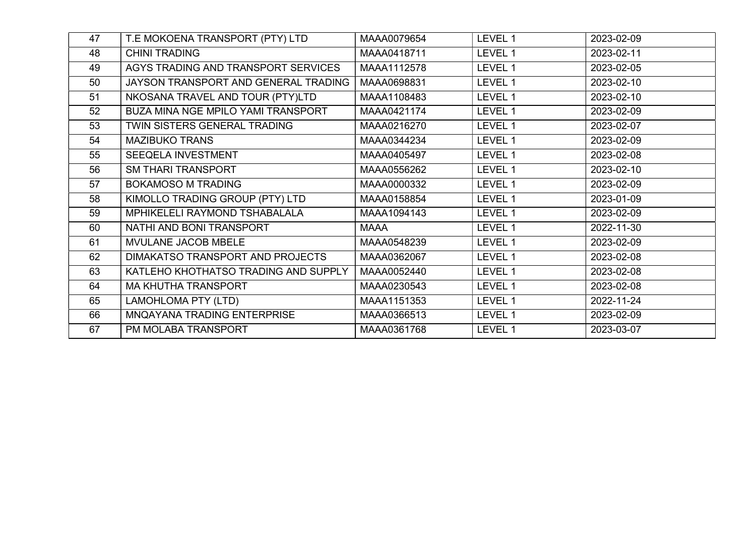| | | | | |
|---|---|---|---|---|
| 47 | T.E MOKOENA TRANSPORT (PTY) LTD | MAAA0079654 | LEVEL 1 | 2023-02-09 |
| 48 | CHINI TRADING | MAAA0418711 | LEVEL 1 | 2023-02-11 |
| 49 | AGYS TRADING AND TRANSPORT SERVICES | MAAA1112578 | LEVEL 1 | 2023-02-05 |
| 50 | JAYSON TRANSPORT AND GENERAL TRADING | MAAA0698831 | LEVEL 1 | 2023-02-10 |
| 51 | NKOSANA TRAVEL AND TOUR (PTY)LTD | MAAA1108483 | LEVEL 1 | 2023-02-10 |
| 52 | BUZA MINA NGE MPILO YAMI TRANSPORT | MAAA0421174 | LEVEL 1 | 2023-02-09 |
| 53 | TWIN SISTERS GENERAL TRADING | MAAA0216270 | LEVEL 1 | 2023-02-07 |
| 54 | MAZIBUKO TRANS | MAAA0344234 | LEVEL 1 | 2023-02-09 |
| 55 | SEEQELA INVESTMENT | MAAA0405497 | LEVEL 1 | 2023-02-08 |
| 56 | SM THARI TRANSPORT | MAAA0556262 | LEVEL 1 | 2023-02-10 |
| 57 | BOKAMOSO M TRADING | MAAA0000332 | LEVEL 1 | 2023-02-09 |
| 58 | KIMOLLO TRADING GROUP (PTY) LTD | MAAA0158854 | LEVEL 1 | 2023-01-09 |
| 59 | MPHIKELELI RAYMOND TSHABALALA | MAAA1094143 | LEVEL 1 | 2023-02-09 |
| 60 | NATHI AND BONI TRANSPORT | MAAA | LEVEL 1 | 2022-11-30 |
| 61 | MVULANE JACOB MBELE | MAAA0548239 | LEVEL 1 | 2023-02-09 |
| 62 | DIMAKATSO TRANSPORT AND PROJECTS | MAAA0362067 | LEVEL 1 | 2023-02-08 |
| 63 | KATLEHO KHOTHATSO TRADING AND SUPPLY | MAAA0052440 | LEVEL 1 | 2023-02-08 |
| 64 | MA KHUTHA TRANSPORT | MAAA0230543 | LEVEL 1 | 2023-02-08 |
| 65 | LAMOHLOMA PTY (LTD) | MAAA1151353 | LEVEL 1 | 2022-11-24 |
| 66 | MNQAYANA TRADING ENTERPRISE | MAAA0366513 | LEVEL 1 | 2023-02-09 |
| 67 | PM MOLABA TRANSPORT | MAAA0361768 | LEVEL 1 | 2023-03-07 |